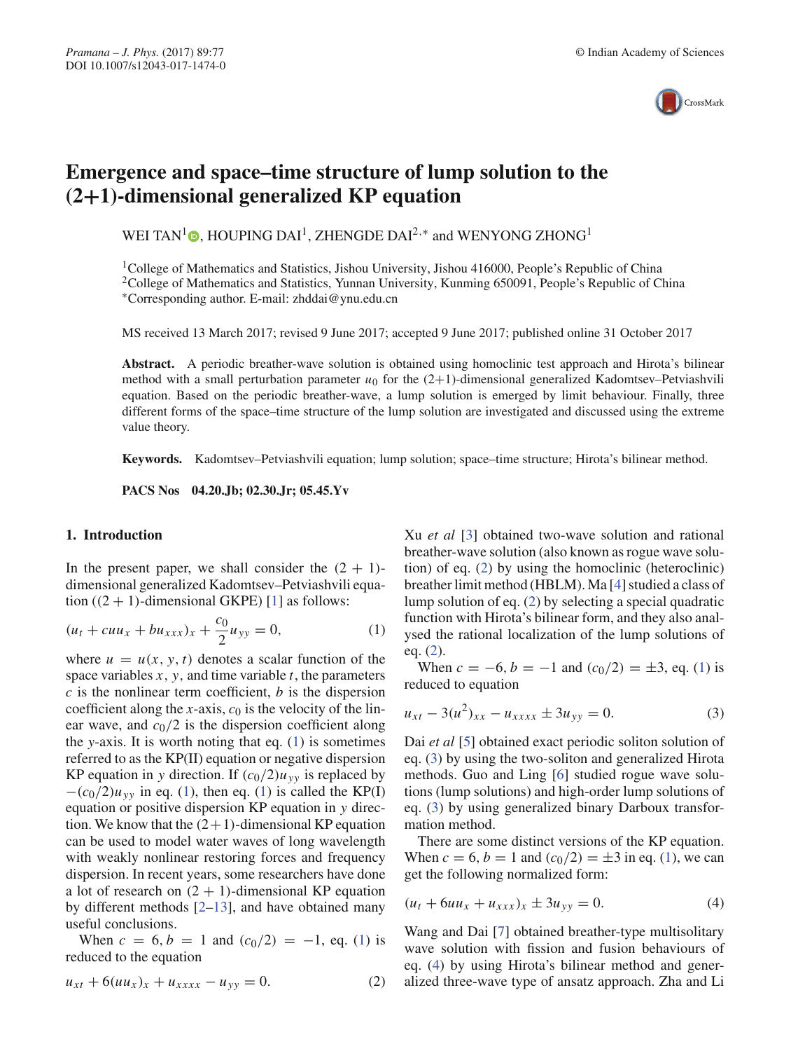# Emergence and space–time structure of lump solution to the (2+1)-dimensional generalized KP equation

WEI TAN[1], HOUPING DAI[1], ZHENGDE DAI[2,*] and WENYONG ZHONG[1]

[1]College of Mathematics and Statistics, Jishou University, Jishou 416000, People's Republic of China
[2]College of Mathematics and Statistics, Yunnan University, Kunming 650091, People's Republic of China
[*]Corresponding author. E-mail: zhddai@ynu.edu.cn

MS received 13 March 2017; revised 9 June 2017; accepted 9 June 2017; published online 31 October 2017

**Abstract.** A periodic breather-wave solution is obtained using homoclinic test approach and Hirota's bilinear method with a small perturbation parameter $u_0$ for the (2+1)-dimensional generalized Kadomtsev–Petviashvili equation. Based on the periodic breather-wave, a lump solution is emerged by limit behaviour. Finally, three different forms of the space–time structure of the lump solution are investigated and discussed using the extreme value theory.

**Keywords.** Kadomtsev–Petviashvili equation; lump solution; space–time structure; Hirota's bilinear method.

**PACS Nos** 04.20.Jb; 02.30.Jr; 05.45.Yv

## 1. Introduction

In the present paper, we shall consider the (2 + 1)-dimensional generalized Kadomtsev–Petviashvili equation ((2 + 1)-dimensional GKPE) [1] as follows:

$$(u_t + cuu_x + bu_{xxx})_x + \frac{c_0}{2}u_{yy} = 0, \tag{1}$$

where $u = u(x, y, t)$ denotes a scalar function of the space variables $x$, $y$, and time variable $t$, the parameters $c$ is the nonlinear term coefficient, $b$ is the dispersion coefficient along the $x$-axis, $c_0$ is the velocity of the linear wave, and $c_0/2$ is the dispersion coefficient along the $y$-axis. It is worth noting that eq. (1) is sometimes referred to as the KP(II) equation or negative dispersion KP equation in $y$ direction. If $(c_0/2)u_{yy}$ is replaced by $-(c_0/2)u_{yy}$ in eq. (1), then eq. (1) is called the KP(I) equation or positive dispersion KP equation in $y$ direction. We know that the (2+1)-dimensional KP equation can be used to model water waves of long wavelength with weakly nonlinear restoring forces and frequency dispersion. In recent years, some researchers have done a lot of research on (2 + 1)-dimensional KP equation by different methods [2–13], and have obtained many useful conclusions.

When $c = 6, b = 1$ and $(c_0/2) = -1$, eq. (1) is reduced to the equation

$$u_{xt} + 6(uu_x)_x + u_{xxxx} - u_{yy} = 0. \tag{2}$$

Xu *et al* [3] obtained two-wave solution and rational breather-wave solution (also known as rogue wave solution) of eq. (2) by using the homoclinic (heteroclinic) breather limit method (HBLM). Ma [4] studied a class of lump solution of eq. (2) by selecting a special quadratic function with Hirota's bilinear form, and they also analysed the rational localization of the lump solutions of eq. (2).

When $c = -6, b = -1$ and $(c_0/2) = \pm 3$, eq. (1) is reduced to equation

$$u_{xt} - 3(u^2)_{xx} - u_{xxxx} \pm 3u_{yy} = 0. \tag{3}$$

Dai *et al* [5] obtained exact periodic soliton solution of eq. (3) by using the two-soliton and generalized Hirota methods. Guo and Ling [6] studied rogue wave solutions (lump solutions) and high-order lump solutions of eq. (3) by using generalized binary Darboux transformation method.

There are some distinct versions of the KP equation. When $c = 6, b = 1$ and $(c_0/2) = \pm 3$ in eq. (1), we can get the following normalized form:

$$(u_t + 6uu_x + u_{xxx})_x \pm 3u_{yy} = 0. \tag{4}$$

Wang and Dai [7] obtained breather-type multisolitary wave solution with fission and fusion behaviours of eq. (4) by using Hirota's bilinear method and generalized three-wave type of ansatz approach. Zha and Li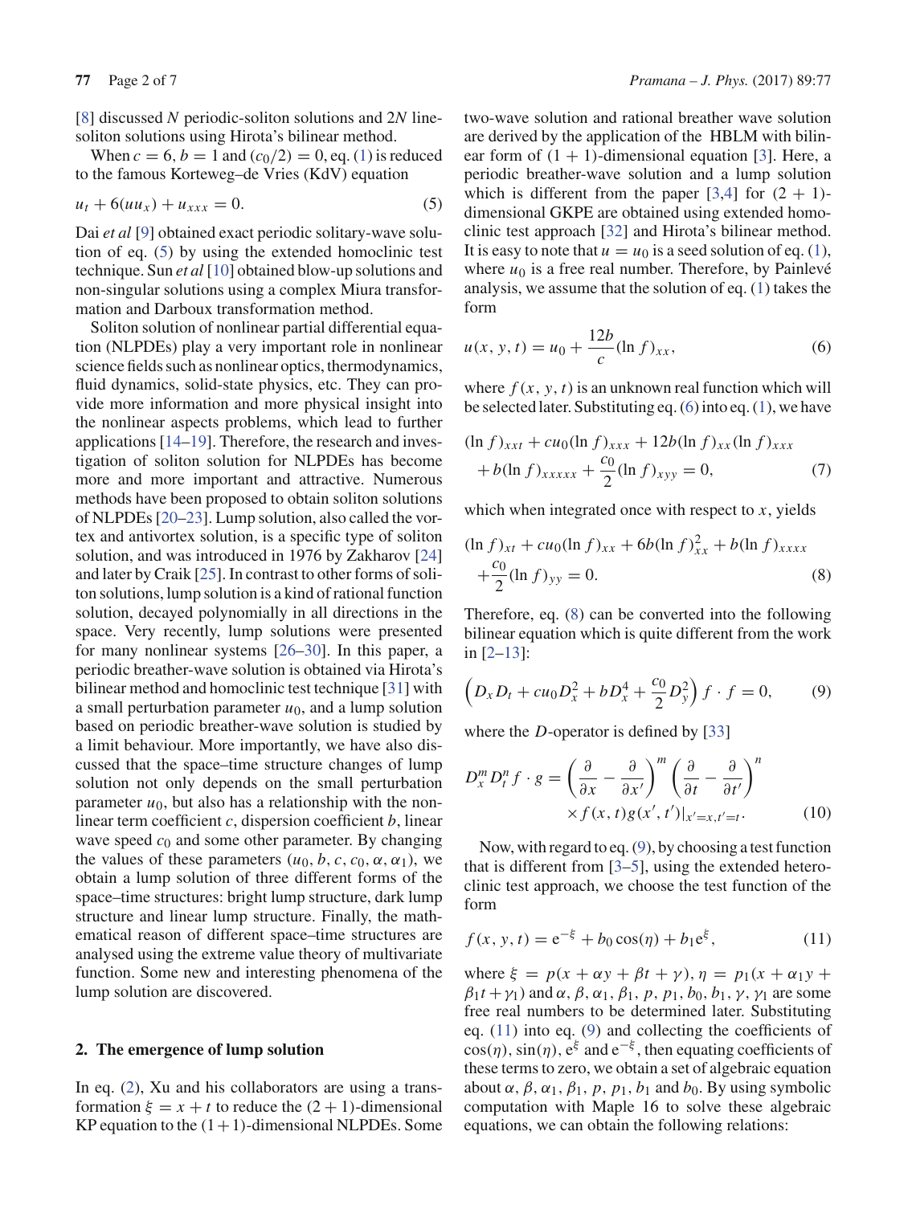[8] discussed $N$ periodic-soliton solutions and $2N$ line-soliton solutions using Hirota's bilinear method.

When $c = 6$, $b = 1$ and $(c_0/2) = 0$, eq. (1) is reduced to the famous Korteweg–de Vries (KdV) equation

$$u_t + 6(uu_x) + u_{xxx} = 0. \tag{5}$$

Dai *et al* [9] obtained exact periodic solitary-wave solution of eq. (5) by using the extended homoclinic test technique. Sun *et al* [10] obtained blow-up solutions and non-singular solutions using a complex Miura transformation and Darboux transformation method.

Soliton solution of nonlinear partial differential equation (NLPDEs) play a very important role in nonlinear science fields such as nonlinear optics, thermodynamics, fluid dynamics, solid-state physics, etc. They can provide more information and more physical insight into the nonlinear aspects problems, which lead to further applications [14–19]. Therefore, the research and investigation of soliton solution for NLPDEs has become more and more important and attractive. Numerous methods have been proposed to obtain soliton solutions of NLPDEs [20–23]. Lump solution, also called the vortex and antivortex solution, is a specific type of soliton solution, and was introduced in 1976 by Zakharov [24] and later by Craik [25]. In contrast to other forms of soliton solutions, lump solution is a kind of rational function solution, decayed polynomially in all directions in the space. Very recently, lump solutions were presented for many nonlinear systems [26–30]. In this paper, a periodic breather-wave solution is obtained via Hirota's bilinear method and homoclinic test technique [31] with a small perturbation parameter $u_0$, and a lump solution based on periodic breather-wave solution is studied by a limit behaviour. More importantly, we have also discussed that the space–time structure changes of lump solution not only depends on the small perturbation parameter $u_0$, but also has a relationship with the nonlinear term coefficient $c$, dispersion coefficient $b$, linear wave speed $c_0$ and some other parameter. By changing the values of these parameters $(u_0, b, c, c_0, \alpha, \alpha_1)$, we obtain a lump solution of three different forms of the space–time structures: bright lump structure, dark lump structure and linear lump structure. Finally, the mathematical reason of different space–time structures are analysed using the extreme value theory of multivariate function. Some new and interesting phenomena of the lump solution are discovered.

## 2. The emergence of lump solution

In eq. (2), Xu and his collaborators are using a transformation $\xi = x + t$ to reduce the $(2 + 1)$-dimensional KP equation to the $(1+1)$-dimensional NLPDEs. Some two-wave solution and rational breather wave solution are derived by the application of the HBLM with bilinear form of $(1 + 1)$-dimensional equation [3]. Here, a periodic breather-wave solution and a lump solution which is different from the paper [3,4] for $(2 + 1)$-dimensional GKPE are obtained using extended homoclinic test approach [32] and Hirota's bilinear method. It is easy to note that $u = u_0$ is a seed solution of eq. (1), where $u_0$ is a free real number. Therefore, by Painlevé analysis, we assume that the solution of eq. (1) takes the form

$$u(x, y, t) = u_0 + \frac{12b}{c}(\ln f)_{xx}, \tag{6}$$

where $f(x, y, t)$ is an unknown real function which will be selected later. Substituting eq. (6) into eq. (1), we have

$$(\ln f)_{xxt} + cu_0(\ln f)_{xxx} + 12b(\ln f)_{xx}(\ln f)_{xxx} + b(\ln f)_{xxxxx} + \frac{c_0}{2}(\ln f)_{xyy} = 0, \tag{7}$$

which when integrated once with respect to $x$, yields

$$(\ln f)_{xt} + cu_0(\ln f)_{xx} + 6b(\ln f)^2_{xx} + b(\ln f)_{xxxx} + \frac{c_0}{2}(\ln f)_{yy} = 0. \tag{8}$$

Therefore, eq. (8) can be converted into the following bilinear equation which is quite different from the work in [2–13]:

$$\left(D_x D_t + cu_0 D_x^2 + bD_x^4 + \frac{c_0}{2}D_y^2\right) f \cdot f = 0, \tag{9}$$

where the $D$-operator is defined by [33]

$$D_x^m D_t^n f \cdot g = \left(\frac{\partial}{\partial x} - \frac{\partial}{\partial x'}\right)^m \left(\frac{\partial}{\partial t} - \frac{\partial}{\partial t'}\right)^n \times f(x, t)g(x', t')|_{x'=x, t'=t}. \tag{10}$$

Now, with regard to eq. (9), by choosing a test function that is different from [3–5], using the extended heteroclinic test approach, we choose the test function of the form

$$f(x, y, t) = e^{-\xi} + b_0 \cos(\eta) + b_1 e^{\xi}, \tag{11}$$

where $\xi = p(x + \alpha y + \beta t + \gamma)$, $\eta = p_1(x + \alpha_1 y + \beta_1 t + \gamma_1)$ and $\alpha, \beta, \alpha_1, \beta_1, p, p_1, b_0, b_1, \gamma, \gamma_1$ are some free real numbers to be determined later. Substituting eq. (11) into eq. (9) and collecting the coefficients of $\cos(\eta)$, $\sin(\eta)$, $e^{\xi}$ and $e^{-\xi}$, then equating coefficients of these terms to zero, we obtain a set of algebraic equation about $\alpha, \beta, \alpha_1, \beta_1, p, p_1, b_1$ and $b_0$. By using symbolic computation with Maple 16 to solve these algebraic equations, we can obtain the following relations: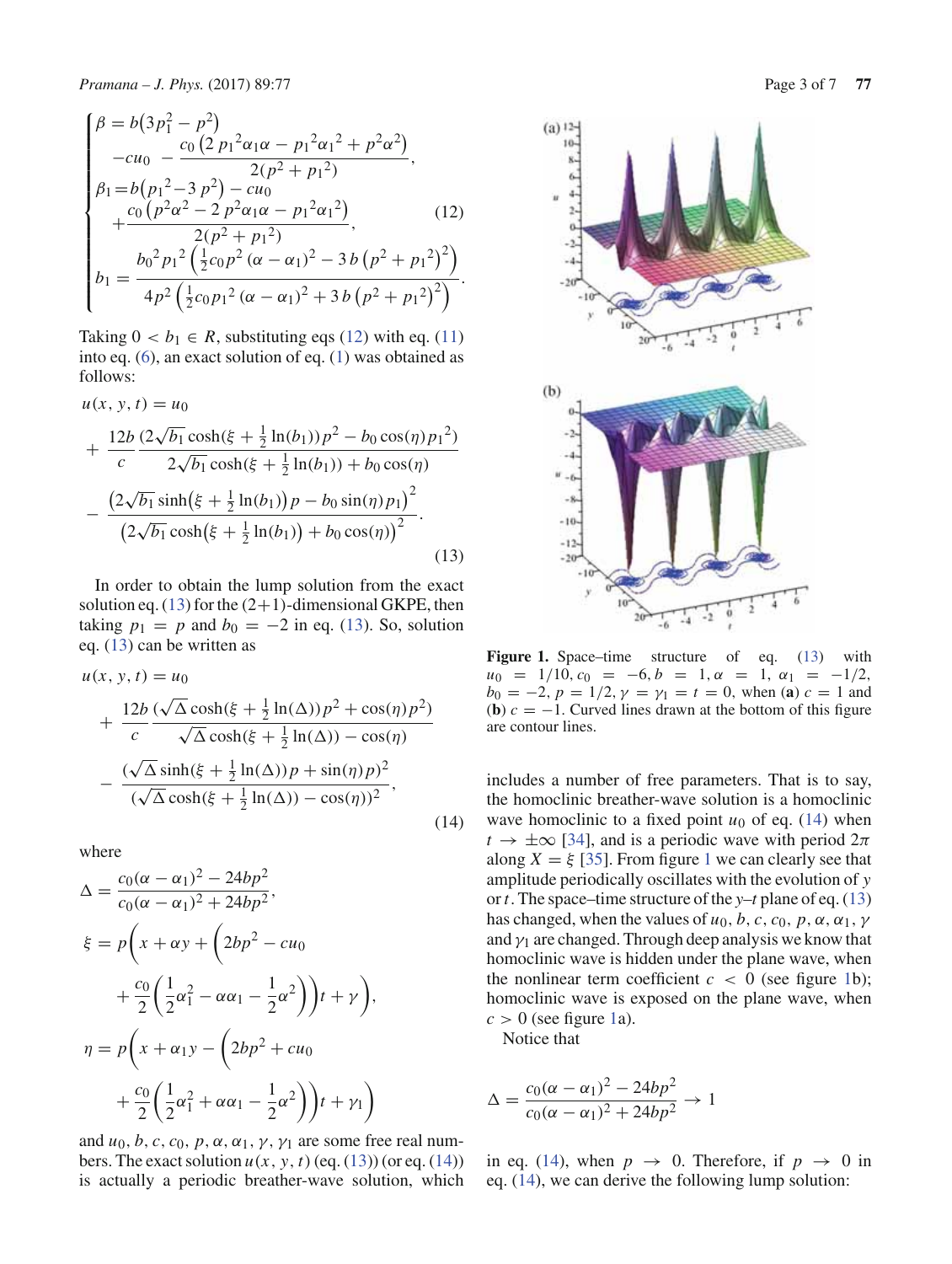$$
\begin{cases}
\beta = b\left(3p_1^2 - p^2\right) \\
\quad -cu_0 - \dfrac{c_0\left(2\,p_1{}^2\alpha_1\alpha - p_1{}^2\alpha_1{}^2 + p^2\alpha^2\right)}{2(p^2+p_1{}^2)}, \\
\beta_1 = b\left(p_1{}^2 - 3\,p^2\right) - cu_0 \\
\quad + \dfrac{c_0\left(p^2\alpha^2 - 2\,p^2\alpha_1\alpha - p_1{}^2\alpha_1{}^2\right)}{2(p^2+p_1{}^2)}, \\
b_1 = \dfrac{b_0{}^2 p_1{}^2\left(\frac{1}{2}c_0 p^2(\alpha-\alpha_1)^2 - 3\,b\left(p^2+p_1{}^2\right)^2\right)}{4p^2\left(\frac{1}{2}c_0 p_1{}^2(\alpha-\alpha_1)^2 + 3\,b\left(p^2+p_1{}^2\right)^2\right)}.
\end{cases}
\tag{12}
$$

Taking $0 < b_1 \in R$, substituting eqs (12) with eq. (11) into eq. (6), an exact solution of eq. (1) was obtained as follows:

$$
\begin{aligned}
u(x,y,t) &= u_0 \\
&+ \frac{12b}{c}\frac{(2\sqrt{b_1}\cosh(\xi+\frac{1}{2}\ln(b_1))p^2 - b_0\cos(\eta)p_1{}^2)}{2\sqrt{b_1}\cosh(\xi+\frac{1}{2}\ln(b_1)) + b_0\cos(\eta)} \\
&- \frac{\left(2\sqrt{b_1}\sinh\left(\xi+\frac{1}{2}\ln(b_1)\right)p - b_0\sin(\eta)p_1\right)^2}{\left(2\sqrt{b_1}\cosh\left(\xi+\frac{1}{2}\ln(b_1)\right) + b_0\cos(\eta)\right)^2}.
\end{aligned}
\tag{13}
$$

In order to obtain the lump solution from the exact solution eq. (13) for the (2+1)-dimensional GKPE, then taking $p_1 = p$ and $b_0 = -2$ in eq. (13). So, solution eq. (13) can be written as

$$
\begin{aligned}
u(x,y,t) &= u_0 \\
&+ \frac{12b}{c}\frac{(\sqrt{\Delta}\cosh(\xi+\frac{1}{2}\ln(\Delta))p^2 + \cos(\eta)p^2)}{\sqrt{\Delta}\cosh(\xi+\frac{1}{2}\ln(\Delta)) - \cos(\eta)} \\
&- \frac{(\sqrt{\Delta}\sinh(\xi+\frac{1}{2}\ln(\Delta))p + \sin(\eta)p)^2}{(\sqrt{\Delta}\cosh(\xi+\frac{1}{2}\ln(\Delta)) - \cos(\eta))^2},
\end{aligned}
\tag{14}
$$

where

$$
\Delta = \frac{c_0(\alpha-\alpha_1)^2 - 24bp^2}{c_0(\alpha-\alpha_1)^2 + 24bp^2},
$$

$$
\xi = p\bigg(x + \alpha y + \bigg(2bp^2 - cu_0 + \frac{c_0}{2}\bigg(\frac{1}{2}\alpha_1^2 - \alpha\alpha_1 - \frac{1}{2}\alpha^2\bigg)\bigg)t + \gamma\bigg),
$$

$$
\eta = p\bigg(x + \alpha_1 y - \bigg(2bp^2 + cu_0 + \frac{c_0}{2}\bigg(\frac{1}{2}\alpha_1^2 + \alpha\alpha_1 - \frac{1}{2}\alpha^2\bigg)\bigg)t + \gamma_1\bigg)
$$

and $u_0, b, c, c_0, p, \alpha, \alpha_1, \gamma, \gamma_1$ are some free real numbers. The exact solution $u(x,y,t)$ (eq. (13)) (or eq. (14)) is actually a periodic breather-wave solution, which includes a number of free parameters. That is to say, the homoclinic breather-wave solution is a homoclinic wave homoclinic to a fixed point $u_0$ of eq. (14) when $t \to \pm\infty$ [34], and is a periodic wave with period $2\pi$ along $X = \xi$ [35]. From figure 1 we can clearly see that amplitude periodically oscillates with the evolution of $y$ or $t$. The space–time structure of the $y$–$t$ plane of eq. (13) has changed, when the values of $u_0, b, c, c_0, p, \alpha, \alpha_1, \gamma$ and $\gamma_1$ are changed. Through deep analysis we know that homoclinic wave is hidden under the plane wave, when the nonlinear term coefficient $c < 0$ (see figure 1b); homoclinic wave is exposed on the plane wave, when $c > 0$ (see figure 1a).

**Figure 1.** Space–time structure of eq. (13) with $u_0 = 1/10$, $c_0 = -6$, $b = 1$, $\alpha = 1$, $\alpha_1 = -1/2$, $b_0 = -2$, $p = 1/2$, $\gamma = \gamma_1 = t = 0$, when (**a**) $c = 1$ and (**b**) $c = -1$. Curved lines drawn at the bottom of this figure are contour lines.

Notice that

$$
\Delta = \frac{c_0(\alpha-\alpha_1)^2 - 24bp^2}{c_0(\alpha-\alpha_1)^2 + 24bp^2} \to 1
$$

in eq. (14), when $p \to 0$. Therefore, if $p \to 0$ in eq. (14), we can derive the following lump solution: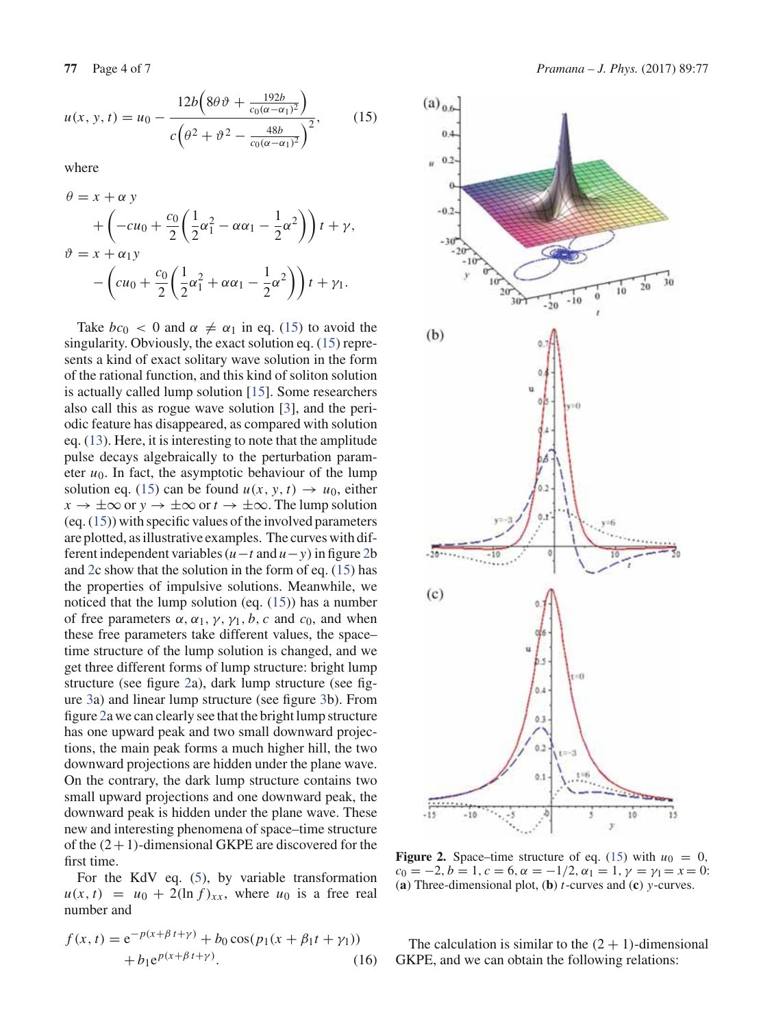$$u(x,y,t) = u_0 - \frac{12b\left(8\theta\vartheta + \frac{192b}{c_0(\alpha-\alpha_1)^2}\right)}{c\left(\theta^2 + \vartheta^2 - \frac{48b}{c_0(\alpha-\alpha_1)^2}\right)^2}, \tag{15}$$

where

$$\theta = x + \alpha y + \left(-cu_0 + \frac{c_0}{2}\left(\frac{1}{2}\alpha_1^2 - \alpha\alpha_1 - \frac{1}{2}\alpha^2\right)\right)t + \gamma,$$

$$\vartheta = x + \alpha_1 y - \left(cu_0 + \frac{c_0}{2}\left(\frac{1}{2}\alpha_1^2 + \alpha\alpha_1 - \frac{1}{2}\alpha^2\right)\right)t + \gamma_1.$$

Take $bc_0 < 0$ and $\alpha \neq \alpha_1$ in eq. (15) to avoid the singularity. Obviously, the exact solution eq. (15) represents a kind of exact solitary wave solution in the form of the rational function, and this kind of soliton solution is actually called lump solution [15]. Some researchers also call this as rogue wave solution [3], and the periodic feature has disappeared, as compared with solution eq. (13). Here, it is interesting to note that the amplitude pulse decays algebraically to the perturbation parameter $u_0$. In fact, the asymptotic behaviour of the lump solution eq. (15) can be found $u(x, y, t) \to u_0$, either $x \to \pm\infty$ or $y \to \pm\infty$ or $t \to \pm\infty$. The lump solution (eq. (15)) with specific values of the involved parameters are plotted, as illustrative examples. The curves with different independent variables ($u-t$ and $u-y$) in figure 2b and 2c show that the solution in the form of eq. (15) has the properties of impulsive solutions. Meanwhile, we noticed that the lump solution (eq. (15)) has a number of free parameters $\alpha, \alpha_1, \gamma, \gamma_1, b, c$ and $c_0$, and when these free parameters take different values, the space–time structure of the lump solution is changed, and we get three different forms of lump structure: bright lump structure (see figure 2a), dark lump structure (see figure 3a) and linear lump structure (see figure 3b). From figure 2a we can clearly see that the bright lump structure has one upward peak and two small downward projections, the main peak forms a much higher hill, the two downward projections are hidden under the plane wave. On the contrary, the dark lump structure contains two small upward projections and one downward peak, the downward peak is hidden under the plane wave. These new and interesting phenomena of space–time structure of the (2 + 1)-dimensional GKPE are discovered for the first time.

For the KdV eq. (5), by variable transformation $u(x, t) = u_0 + 2(\ln f)_{xx}$, where $u_0$ is a free real number and

$$f(x,t) = e^{-p(x+\beta t+\gamma)} + b_0\cos(p_1(x + \beta_1 t + \gamma_1)) + b_1 e^{p(x+\beta t+\gamma)}. \tag{16}$$

**Figure 2.** Space–time structure of eq. (15) with $u_0 = 0$, $c_0 = -2, b = 1, c = 6, \alpha = -1/2, \alpha_1 = 1, \gamma = \gamma_1 = x = 0$: (**a**) Three-dimensional plot, (**b**) $t$-curves and (**c**) $y$-curves.

The calculation is similar to the (2 + 1)-dimensional GKPE, and we can obtain the following relations: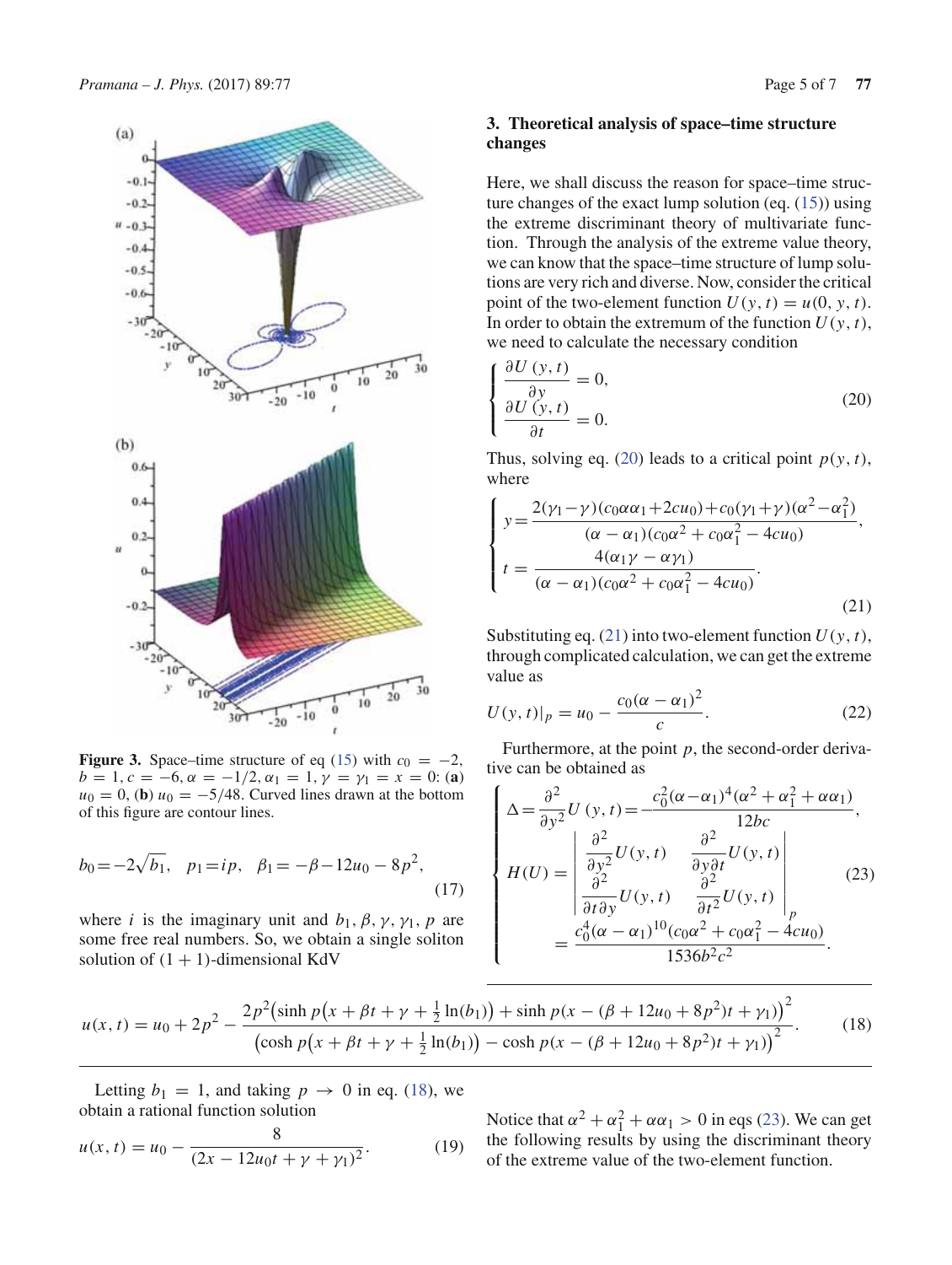Figure 3. Space–time structure of eq (15) with $c_0 = -2$, $b = 1, c = -6, \alpha = -1/2, \alpha_1 = 1, \gamma = \gamma_1 = x = 0$: (a) $u_0 = 0$, (b) $u_0 = -5/48$. Curved lines drawn at the bottom of this figure are contour lines.

$$b_0 = -2\sqrt{b_1}, \quad p_1 = ip, \quad \beta_1 = -\beta - 12u_0 - 8p^2, \tag{17}$$

where $i$ is the imaginary unit and $b_1, \beta, \gamma, \gamma_1, p$ are some free real numbers. So, we obtain a single soliton solution of $(1+1)$-dimensional KdV

$$u(x,t) = u_0 + 2p^2 - \frac{2p^2\left(\sinh p\left(x + \beta t + \gamma + \frac{1}{2}\ln(b_1)\right) + \sinh p(x - (\beta + 12u_0 + 8p^2)t + \gamma_1)\right)^2}{\left(\cosh p\left(x + \beta t + \gamma + \frac{1}{2}\ln(b_1)\right) - \cosh p(x - (\beta + 12u_0 + 8p^2)t + \gamma_1)\right)^2}. \tag{18}$$

Letting $b_1 = 1$, and taking $p \to 0$ in eq. (18), we obtain a rational function solution

$$u(x,t) = u_0 - \frac{8}{(2x - 12u_0 t + \gamma + \gamma_1)^2}. \tag{19}$$

## 3. Theoretical analysis of space–time structure changes

Here, we shall discuss the reason for space–time structure changes of the exact lump solution (eq. (15)) using the extreme discriminant theory of multivariate function. Through the analysis of the extreme value theory, we can know that the space–time structure of lump solutions are very rich and diverse. Now, consider the critical point of the two-element function $U(y,t) = u(0,y,t)$. In order to obtain the extremum of the function $U(y,t)$, we need to calculate the necessary condition

$$\begin{cases} \dfrac{\partial U(y,t)}{\partial y} = 0, \\ \dfrac{\partial U(y,t)}{\partial t} = 0. \end{cases} \tag{20}$$

Thus, solving eq. (20) leads to a critical point $p(y,t)$, where

$$\begin{cases} y = \dfrac{2(\gamma_1 - \gamma)(c_0\alpha\alpha_1 + 2cu_0) + c_0(\gamma_1 + \gamma)(\alpha^2 - \alpha_1^2)}{(\alpha - \alpha_1)(c_0\alpha^2 + c_0\alpha_1^2 - 4cu_0)}, \\ t = \dfrac{4(\alpha_1\gamma - \alpha\gamma_1)}{(\alpha - \alpha_1)(c_0\alpha^2 + c_0\alpha_1^2 - 4cu_0)}. \end{cases} \tag{21}$$

Substituting eq. (21) into two-element function $U(y,t)$, through complicated calculation, we can get the extreme value as

$$U(y,t)|_p = u_0 - \frac{c_0(\alpha - \alpha_1)^2}{c}. \tag{22}$$

Furthermore, at the point $p$, the second-order derivative can be obtained as

$$\begin{cases} \Delta = \dfrac{\partial^2}{\partial y^2}U(y,t) = -\dfrac{c_0^2(\alpha - \alpha_1)^4(\alpha^2 + \alpha_1^2 + \alpha\alpha_1)}{12bc}, \\ H(U) = \begin{vmatrix} \dfrac{\partial^2}{\partial y^2}U(y,t) & \dfrac{\partial^2}{\partial y \partial t}U(y,t) \\ \dfrac{\partial^2}{\partial t \partial y}U(y,t) & \dfrac{\partial^2}{\partial t^2}U(y,t) \end{vmatrix}_p \\ \quad = \dfrac{c_0^4(\alpha - \alpha_1)^{10}(c_0\alpha^2 + c_0\alpha_1^2 - 4cu_0)}{1536b^2c^2}. \end{cases} \tag{23}$$

Notice that $\alpha^2 + \alpha_1^2 + \alpha\alpha_1 > 0$ in eqs (23). We can get the following results by using the discriminant theory of the extreme value of the two-element function.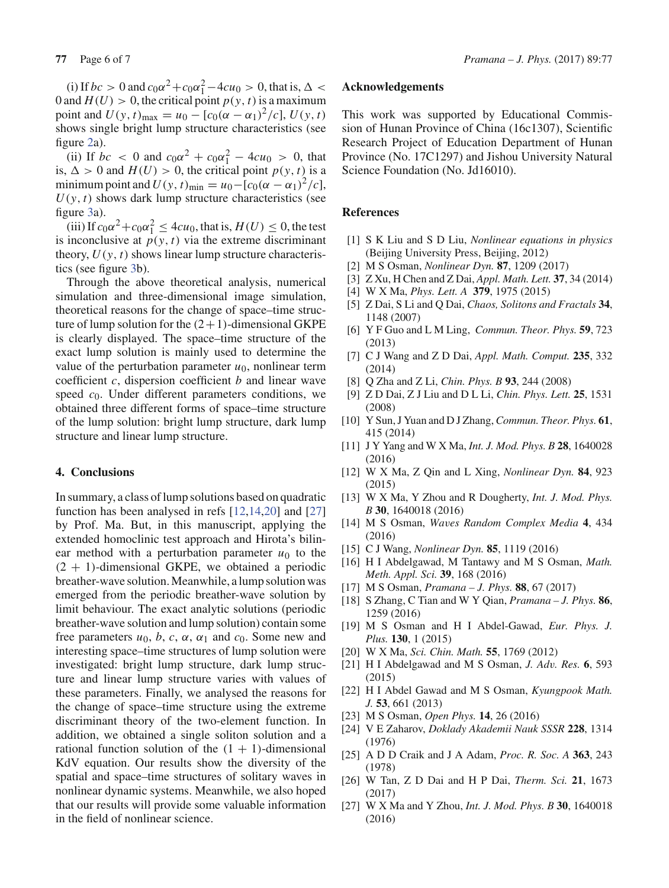(i) If $bc > 0$ and $c_0\alpha^2+c_0\alpha_1^2-4cu_0 > 0$, that is, $\Delta < 0$ and $H(U) > 0$, the critical point $p(y,t)$ is a maximum point and $U(y,t)_{\max} = u_0 - [c_0(\alpha-\alpha_1)^2/c]$, $U(y,t)$ shows single bright lump structure characteristics (see figure 2a).

(ii) If $bc < 0$ and $c_0\alpha^2 + c_0\alpha_1^2 - 4cu_0 > 0$, that is, $\Delta > 0$ and $H(U) > 0$, the critical point $p(y,t)$ is a minimum point and $U(y,t)_{\min} = u_0-[c_0(\alpha-\alpha_1)^2/c]$, $U(y,t)$ shows dark lump structure characteristics (see figure 3a).

(iii) If $c_0\alpha^2+c_0\alpha_1^2 \leq 4cu_0$, that is, $H(U) \leq 0$, the test is inconclusive at $p(y,t)$ via the extreme discriminant theory, $U(y,t)$ shows linear lump structure characteristics (see figure 3b).

Through the above theoretical analysis, numerical simulation and three-dimensional image simulation, theoretical reasons for the change of space–time structure of lump solution for the $(2+1)$-dimensional GKPE is clearly displayed. The space–time structure of the exact lump solution is mainly used to determine the value of the perturbation parameter $u_0$, nonlinear term coefficient $c$, dispersion coefficient $b$ and linear wave speed $c_0$. Under different parameters conditions, we obtained three different forms of space–time structure of the lump solution: bright lump structure, dark lump structure and linear lump structure.

## 4. Conclusions

In summary, a class of lump solutions based on quadratic function has been analysed in refs [12,14,20] and [27] by Prof. Ma. But, in this manuscript, applying the extended homoclinic test approach and Hirota's bilinear method with a perturbation parameter $u_0$ to the $(2+1)$-dimensional GKPE, we obtained a periodic breather-wave solution. Meanwhile, a lump solution was emerged from the periodic breather-wave solution by limit behaviour. The exact analytic solutions (periodic breather-wave solution and lump solution) contain some free parameters $u_0$, $b$, $c$, $\alpha$, $\alpha_1$ and $c_0$. Some new and interesting space–time structures of lump solution were investigated: bright lump structure, dark lump structure and linear lump structure varies with values of these parameters. Finally, we analysed the reasons for the change of space–time structure using the extreme discriminant theory of the two-element function. In addition, we obtained a single soliton solution and a rational function solution of the $(1+1)$-dimensional KdV equation. Our results show the diversity of the spatial and space–time structures of solitary waves in nonlinear dynamic systems. Meanwhile, we also hoped that our results will provide some valuable information in the field of nonlinear science.

## Acknowledgements

This work was supported by Educational Commission of Hunan Province of China (16c1307), Scientific Research Project of Education Department of Hunan Province (No. 17C1297) and Jishou University Natural Science Foundation (No. Jd16010).

## References

[1] S K Liu and S D Liu, *Nonlinear equations in physics* (Beijing University Press, Beijing, 2012)
[2] M S Osman, *Nonlinear Dyn.* **87**, 1209 (2017)
[3] Z Xu, H Chen and Z Dai, *Appl. Math. Lett.* **37**, 34 (2014)
[4] W X Ma, *Phys. Lett. A* **379**, 1975 (2015)
[5] Z Dai, S Li and Q Dai, *Chaos, Solitons and Fractals* **34**, 1148 (2007)
[6] Y F Guo and L M Ling, *Commun. Theor. Phys.* **59**, 723 (2013)
[7] C J Wang and Z D Dai, *Appl. Math. Comput.* **235**, 332 (2014)
[8] Q Zha and Z Li, *Chin. Phys. B* **93**, 244 (2008)
[9] Z D Dai, Z J Liu and D L Li, *Chin. Phys. Lett.* **25**, 1531 (2008)
[10] Y Sun, J Yuan and D J Zhang, *Commun. Theor. Phys.* **61**, 415 (2014)
[11] J Y Yang and W X Ma, *Int. J. Mod. Phys. B* **28**, 1640028 (2016)
[12] W X Ma, Z Qin and L Xing, *Nonlinear Dyn.* **84**, 923 (2015)
[13] W X Ma, Y Zhou and R Dougherty, *Int. J. Mod. Phys. B* **30**, 1640018 (2016)
[14] M S Osman, *Waves Random Complex Media* **4**, 434 (2016)
[15] C J Wang, *Nonlinear Dyn.* **85**, 1119 (2016)
[16] H I Abdelgawad, M Tantawy and M S Osman, *Math. Meth. Appl. Sci.* **39**, 168 (2016)
[17] M S Osman, *Pramana – J. Phys.* **88**, 67 (2017)
[18] S Zhang, C Tian and W Y Qian, *Pramana – J. Phys.* **86**, 1259 (2016)
[19] M S Osman and H I Abdel-Gawad, *Eur. Phys. J. Plus.* **130**, 1 (2015)
[20] W X Ma, *Sci. Chin. Math.* **55**, 1769 (2012)
[21] H I Abdelgawad and M S Osman, *J. Adv. Res.* **6**, 593 (2015)
[22] H I Abdel Gawad and M S Osman, *Kyungpook Math. J.* **53**, 661 (2013)
[23] M S Osman, *Open Phys.* **14**, 26 (2016)
[24] V E Zaharov, *Doklady Akademii Nauk SSSR* **228**, 1314 (1976)
[25] A D D Craik and J A Adam, *Proc. R. Soc. A* **363**, 243 (1978)
[26] W Tan, Z D Dai and H P Dai, *Therm. Sci.* **21**, 1673 (2017)
[27] W X Ma and Y Zhou, *Int. J. Mod. Phys. B* **30**, 1640018 (2016)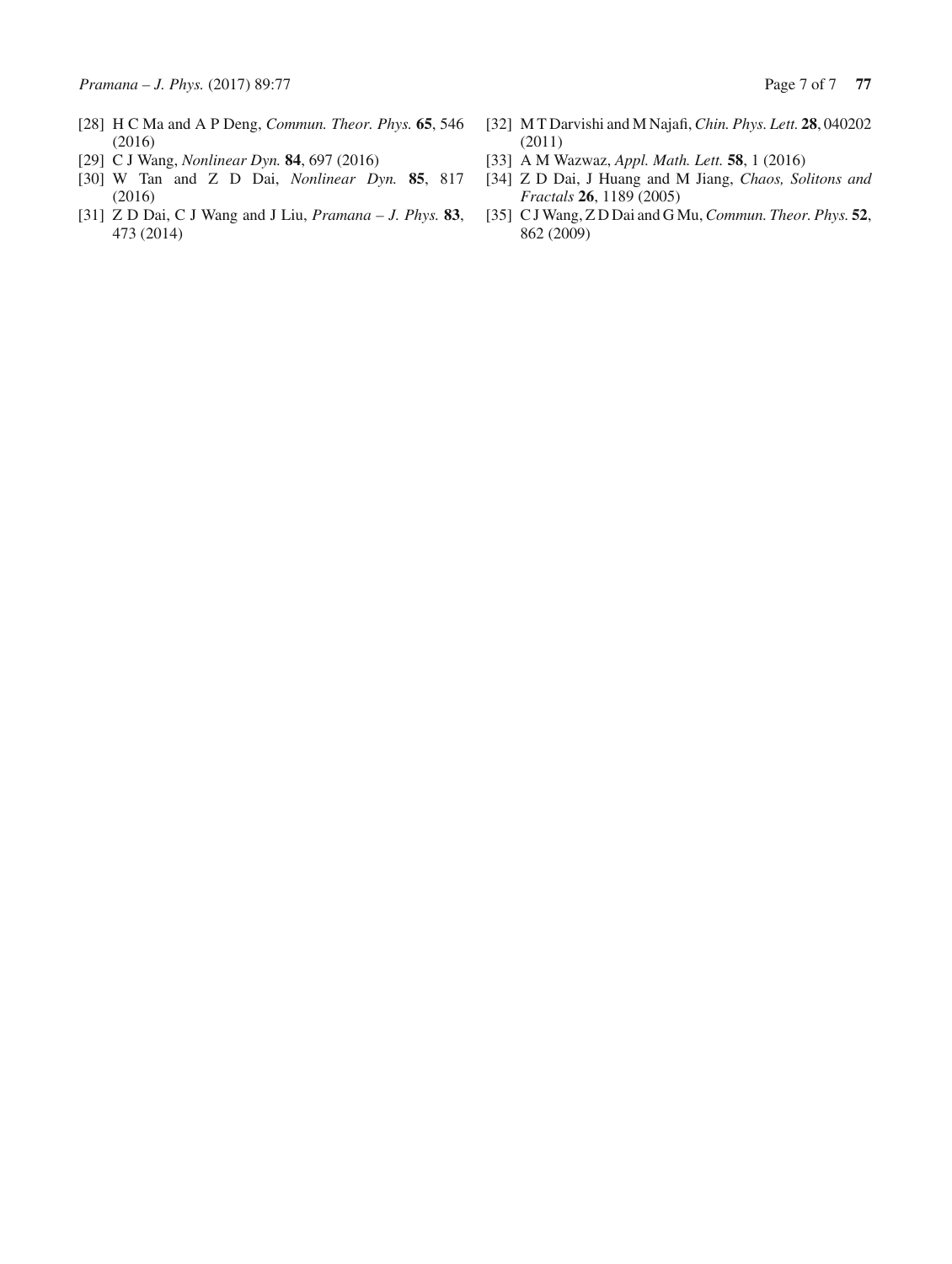[28] H C Ma and A P Deng, *Commun. Theor. Phys.* **65**, 546 (2016)

[29] C J Wang, *Nonlinear Dyn.* **84**, 697 (2016)

[30] W Tan and Z D Dai, *Nonlinear Dyn.* **85**, 817 (2016)

[31] Z D Dai, C J Wang and J Liu, *Pramana – J. Phys.* **83**, 473 (2014)

[32] M T Darvishi and M Najafi, *Chin. Phys. Lett.* **28**, 040202 (2011)

[33] A M Wazwaz, *Appl. Math. Lett.* **58**, 1 (2016)

[34] Z D Dai, J Huang and M Jiang, *Chaos, Solitons and Fractals* **26**, 1189 (2005)

[35] C J Wang, Z D Dai and G Mu, *Commun. Theor. Phys.* **52**, 862 (2009)